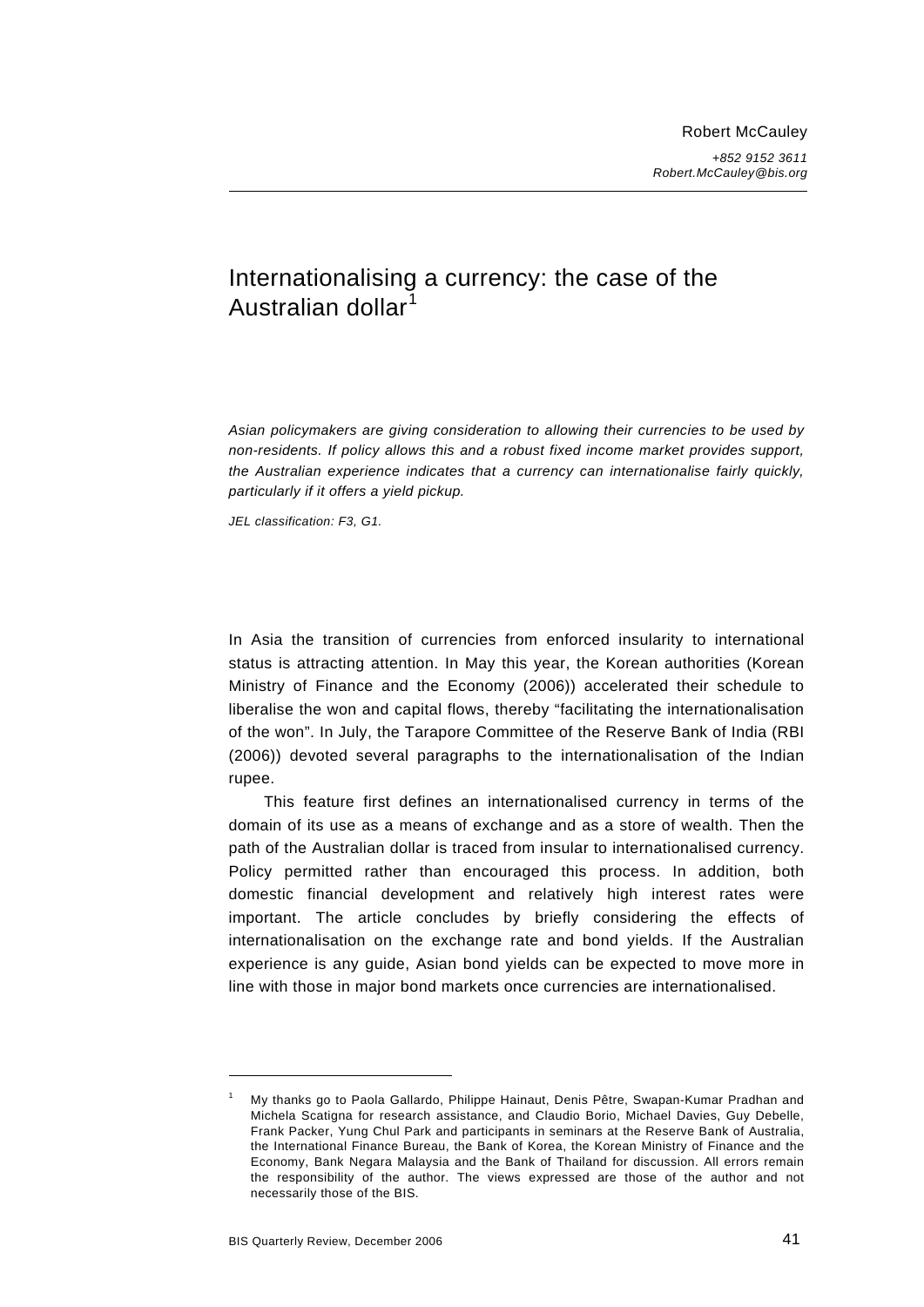Robert McCauley

*+852 9152 3611*
*Robert.McCauley@bis.org*

# Internationalising a currency: the case of the Australian dollar[1]

*Asian policymakers are giving consideration to allowing their currencies to be used by non-residents. If policy allows this and a robust fixed income market provides support, the Australian experience indicates that a currency can internationalise fairly quickly, particularly if it offers a yield pickup.*

*JEL classification: F3, G1.*

In Asia the transition of currencies from enforced insularity to international status is attracting attention. In May this year, the Korean authorities (Korean Ministry of Finance and the Economy (2006)) accelerated their schedule to liberalise the won and capital flows, thereby "facilitating the internationalisation of the won". In July, the Tarapore Committee of the Reserve Bank of India (RBI (2006)) devoted several paragraphs to the internationalisation of the Indian rupee.

This feature first defines an internationalised currency in terms of the domain of its use as a means of exchange and as a store of wealth. Then the path of the Australian dollar is traced from insular to internationalised currency. Policy permitted rather than encouraged this process. In addition, both domestic financial development and relatively high interest rates were important. The article concludes by briefly considering the effects of internationalisation on the exchange rate and bond yields. If the Australian experience is any guide, Asian bond yields can be expected to move more in line with those in major bond markets once currencies are internationalised.

---

[1] My thanks go to Paola Gallardo, Philippe Hainaut, Denis Pêtre, Swapan-Kumar Pradhan and Michela Scatigna for research assistance, and Claudio Borio, Michael Davies, Guy Debelle, Frank Packer, Yung Chul Park and participants in seminars at the Reserve Bank of Australia, the International Finance Bureau, the Bank of Korea, the Korean Ministry of Finance and the Economy, Bank Negara Malaysia and the Bank of Thailand for discussion. All errors remain the responsibility of the author. The views expressed are those of the author and not necessarily those of the BIS.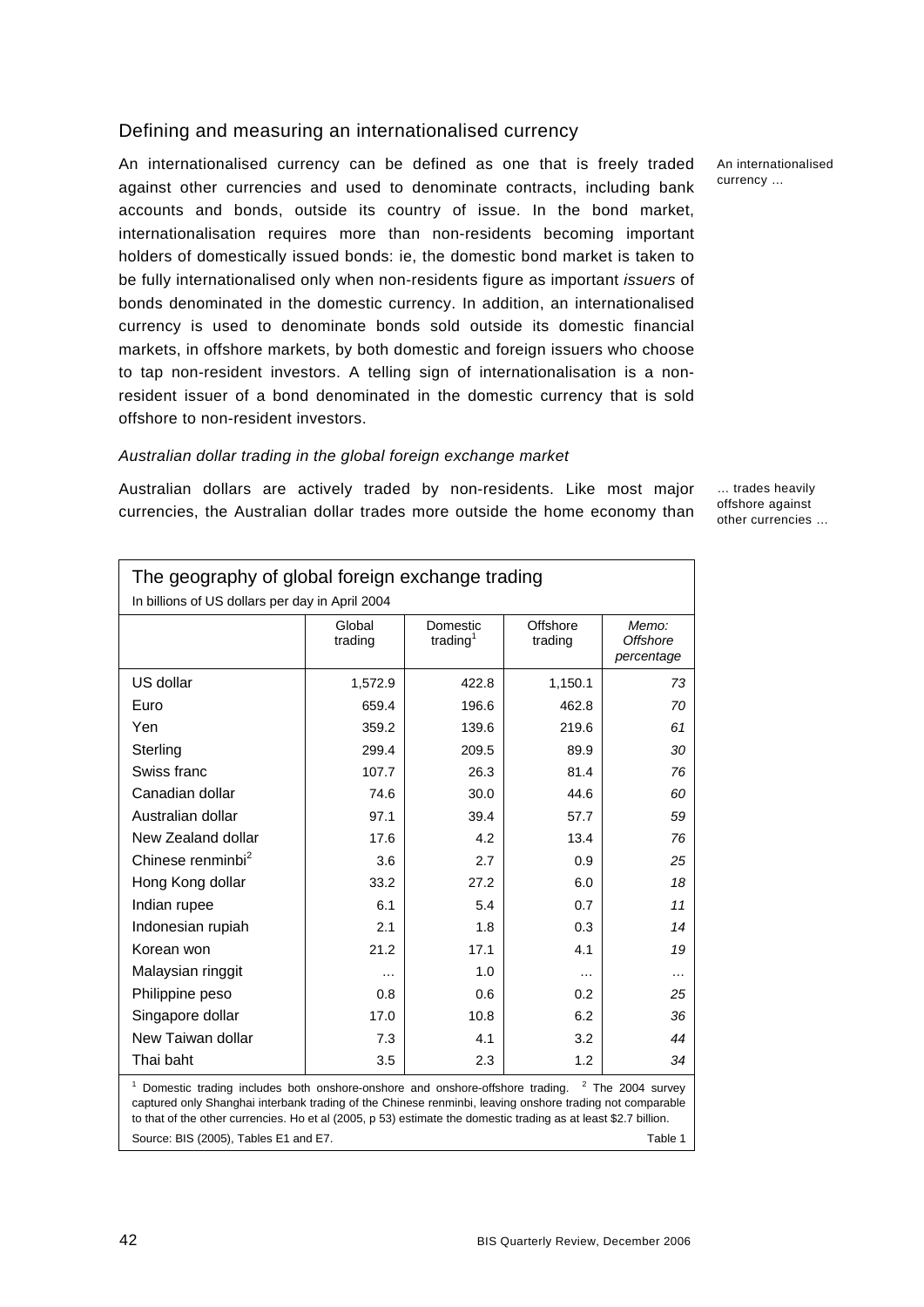## Defining and measuring an internationalised currency

An internationalised currency can be defined as one that is freely traded against other currencies and used to denominate contracts, including bank accounts and bonds, outside its country of issue. In the bond market, internationalisation requires more than non-residents becoming important holders of domestically issued bonds: ie, the domestic bond market is taken to be fully internationalised only when non-residents figure as important *issuers* of bonds denominated in the domestic currency. In addition, an internationalised currency is used to denominate bonds sold outside its domestic financial markets, in offshore markets, by both domestic and foreign issuers who choose to tap non-resident investors. A telling sign of internationalisation is a non-resident issuer of a bond denominated in the domestic currency that is sold offshore to non-resident investors.

An internationalised currency …

### *Australian dollar trading in the global foreign exchange market*

Australian dollars are actively traded by non-residents. Like most major currencies, the Australian dollar trades more outside the home economy than

… trades heavily offshore against other currencies …

**The geography of global foreign exchange trading**
In billions of US dollars per day in April 2004

| | Global trading | Domestic trading[1] | Offshore trading | *Memo: Offshore percentage* |
|---|---|---|---|---|
| US dollar | 1,572.9 | 422.8 | 1,150.1 | *73* |
| Euro | 659.4 | 196.6 | 462.8 | *70* |
| Yen | 359.2 | 139.6 | 219.6 | *61* |
| Sterling | 299.4 | 209.5 | 89.9 | *30* |
| Swiss franc | 107.7 | 26.3 | 81.4 | *76* |
| Canadian dollar | 74.6 | 30.0 | 44.6 | *60* |
| Australian dollar | 97.1 | 39.4 | 57.7 | *59* |
| New Zealand dollar | 17.6 | 4.2 | 13.4 | *76* |
| Chinese renminbi[2] | 3.6 | 2.7 | 0.9 | *25* |
| Hong Kong dollar | 33.2 | 27.2 | 6.0 | *18* |
| Indian rupee | 6.1 | 5.4 | 0.7 | *11* |
| Indonesian rupiah | 2.1 | 1.8 | 0.3 | *14* |
| Korean won | 21.2 | 17.1 | 4.1 | *19* |
| Malaysian ringgit | … | 1.0 | … | … |
| Philippine peso | 0.8 | 0.6 | 0.2 | *25* |
| Singapore dollar | 17.0 | 10.8 | 6.2 | *36* |
| New Taiwan dollar | 7.3 | 4.1 | 3.2 | *44* |
| Thai baht | 3.5 | 2.3 | 1.2 | *34* |

[1] Domestic trading includes both onshore-onshore and onshore-offshore trading. [2] The 2004 survey captured only Shanghai interbank trading of the Chinese renminbi, leaving onshore trading not comparable to that of the other currencies. Ho et al (2005, p 53) estimate the domestic trading as at least $2.7 billion.

Source: BIS (2005), Tables E1 and E7. Table 1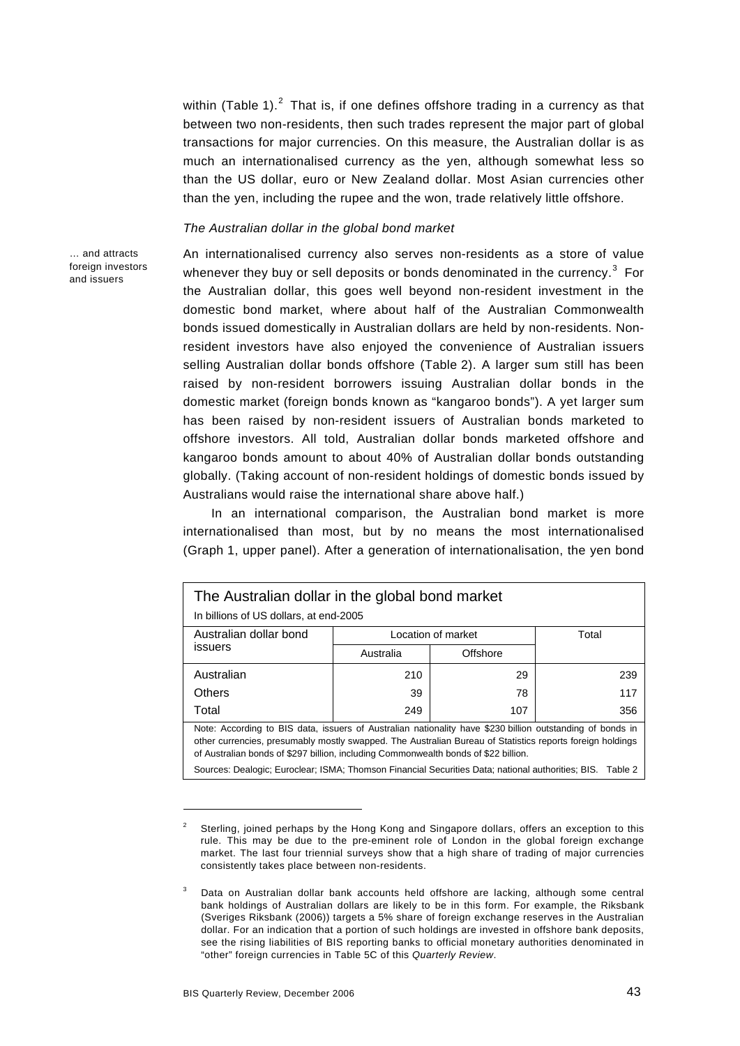within (Table 1).[2] That is, if one defines offshore trading in a currency as that between two non-residents, then such trades represent the major part of global transactions for major currencies. On this measure, the Australian dollar is as much an internationalised currency as the yen, although somewhat less so than the US dollar, euro or New Zealand dollar. Most Asian currencies other than the yen, including the rupee and the won, trade relatively little offshore.

*The Australian dollar in the global bond market*

… and attracts foreign investors and issuers

An internationalised currency also serves non-residents as a store of value whenever they buy or sell deposits or bonds denominated in the currency.[3] For the Australian dollar, this goes well beyond non-resident investment in the domestic bond market, where about half of the Australian Commonwealth bonds issued domestically in Australian dollars are held by non-residents. Non-resident investors have also enjoyed the convenience of Australian issuers selling Australian dollar bonds offshore (Table 2). A larger sum still has been raised by non-resident borrowers issuing Australian dollar bonds in the domestic market (foreign bonds known as "kangaroo bonds"). A yet larger sum has been raised by non-resident issuers of Australian bonds marketed to offshore investors. All told, Australian dollar bonds marketed offshore and kangaroo bonds amount to about 40% of Australian dollar bonds outstanding globally. (Taking account of non-resident holdings of domestic bonds issued by Australians would raise the international share above half.)

In an international comparison, the Australian bond market is more internationalised than most, but by no means the most internationalised (Graph 1, upper panel). After a generation of internationalisation, the yen bond

**The Australian dollar in the global bond market**

In billions of US dollars, at end-2005

| Australian dollar bond issuers | Location of market | | Total |
|---|---|---|---|
| | Australia | Offshore | |
| Australian | 210 | 29 | 239 |
| Others | 39 | 78 | 117 |
| Total | 249 | 107 | 356 |

Note: According to BIS data, issuers of Australian nationality have $230 billion outstanding of bonds in other currencies, presumably mostly swapped. The Australian Bureau of Statistics reports foreign holdings of Australian bonds of $297 billion, including Commonwealth bonds of $22 billion.

Sources: Dealogic; Euroclear; ISMA; Thomson Financial Securities Data; national authorities; BIS. Table 2

---

[2] Sterling, joined perhaps by the Hong Kong and Singapore dollars, offers an exception to this rule. This may be due to the pre-eminent role of London in the global foreign exchange market. The last four triennial surveys show that a high share of trading of major currencies consistently takes place between non-residents.

[3] Data on Australian dollar bank accounts held offshore are lacking, although some central bank holdings of Australian dollars are likely to be in this form. For example, the Riksbank (Sveriges Riksbank (2006)) targets a 5% share of foreign exchange reserves in the Australian dollar. For an indication that a portion of such holdings are invested in offshore bank deposits, see the rising liabilities of BIS reporting banks to official monetary authorities denominated in "other" foreign currencies in Table 5C of this *Quarterly Review*.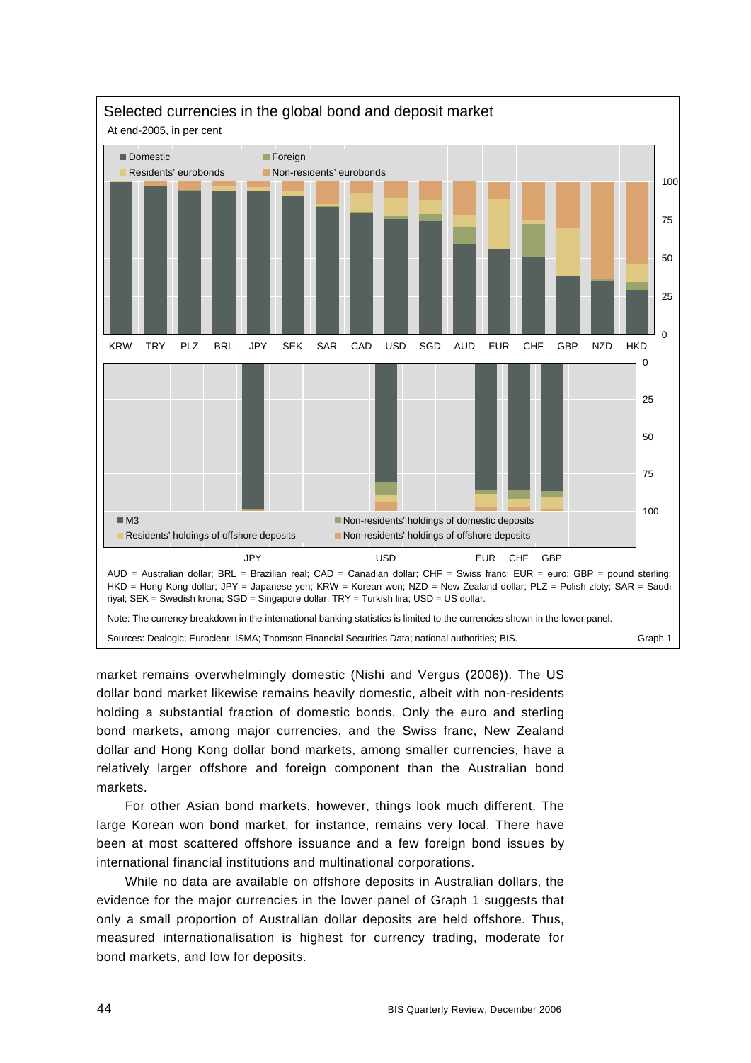Selected currencies in the global bond and deposit market

At end-2005, in per cent

AUD = Australian dollar; BRL = Brazilian real; CAD = Canadian dollar; CHF = Swiss franc; EUR = euro; GBP = pound sterling; HKD = Hong Kong dollar; JPY = Japanese yen; KRW = Korean won; NZD = New Zealand dollar; PLZ = Polish zloty; SAR = Saudi riyal; SEK = Swedish krona; SGD = Singapore dollar; TRY = Turkish lira; USD = US dollar.

Note: The currency breakdown in the international banking statistics is limited to the currencies shown in the lower panel.

Sources: Dealogic; Euroclear; ISMA; Thomson Financial Securities Data; national authorities; BIS.

Graph 1

market remains overwhelmingly domestic (Nishi and Vergus (2006)). The US dollar bond market likewise remains heavily domestic, albeit with non-residents holding a substantial fraction of domestic bonds. Only the euro and sterling bond markets, among major currencies, and the Swiss franc, New Zealand dollar and Hong Kong dollar bond markets, among smaller currencies, have a relatively larger offshore and foreign component than the Australian bond markets.

For other Asian bond markets, however, things look much different. The large Korean won bond market, for instance, remains very local. There have been at most scattered offshore issuance and a few foreign bond issues by international financial institutions and multinational corporations.

While no data are available on offshore deposits in Australian dollars, the evidence for the major currencies in the lower panel of Graph 1 suggests that only a small proportion of Australian dollar deposits are held offshore. Thus, measured internationalisation is highest for currency trading, moderate for bond markets, and low for deposits.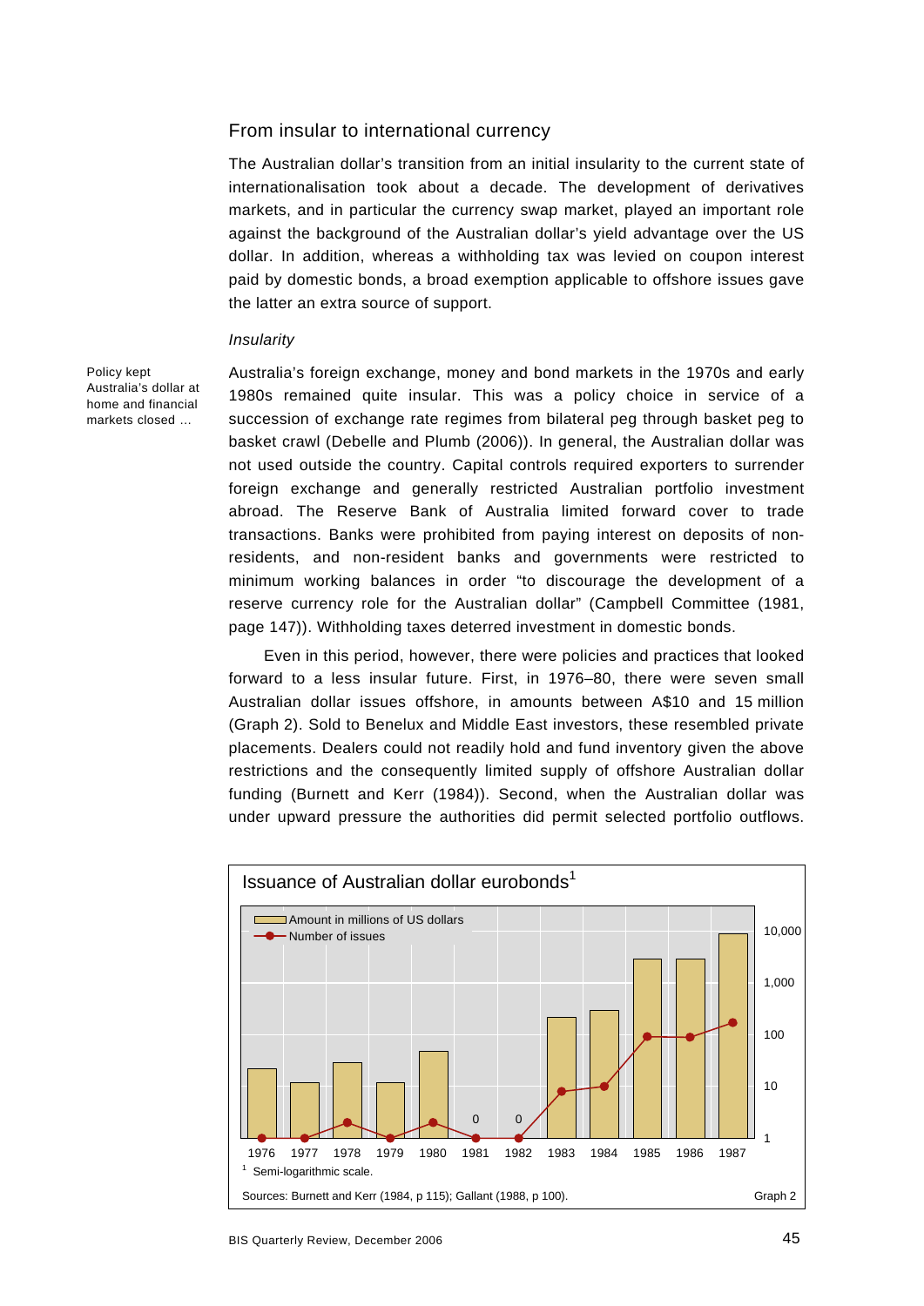## From insular to international currency

The Australian dollar's transition from an initial insularity to the current state of internationalisation took about a decade. The development of derivatives markets, and in particular the currency swap market, played an important role against the background of the Australian dollar's yield advantage over the US dollar. In addition, whereas a withholding tax was levied on coupon interest paid by domestic bonds, a broad exemption applicable to offshore issues gave the latter an extra source of support.

### *Insularity*

Policy kept Australia's dollar at home and financial markets closed …

Australia's foreign exchange, money and bond markets in the 1970s and early 1980s remained quite insular. This was a policy choice in service of a succession of exchange rate regimes from bilateral peg through basket peg to basket crawl (Debelle and Plumb (2006)). In general, the Australian dollar was not used outside the country. Capital controls required exporters to surrender foreign exchange and generally restricted Australian portfolio investment abroad. The Reserve Bank of Australia limited forward cover to trade transactions. Banks were prohibited from paying interest on deposits of non-residents, and non-resident banks and governments were restricted to minimum working balances in order "to discourage the development of a reserve currency role for the Australian dollar" (Campbell Committee (1981, page 147)). Withholding taxes deterred investment in domestic bonds.

Even in this period, however, there were policies and practices that looked forward to a less insular future. First, in 1976–80, there were seven small Australian dollar issues offshore, in amounts between A$10 and 15 million (Graph 2). Sold to Benelux and Middle East investors, these resembled private placements. Dealers could not readily hold and fund inventory given the above restrictions and the consequently limited supply of offshore Australian dollar funding (Burnett and Kerr (1984)). Second, when the Australian dollar was under upward pressure the authorities did permit selected portfolio outflows.

**Issuance of Australian dollar eurobonds**[1]

Legend: Amount in millions of US dollars (bars); Number of issues (line)

Years: 1976, 1977, 1978, 1979, 1980, 1981 (0), 1982 (0), 1983, 1984, 1985, 1986, 1987

Scale: 1, 10, 100, 1,000, 10,000

[1] Semi-logarithmic scale.

Sources: Burnett and Kerr (1984, p 115); Gallant (1988, p 100).

Graph 2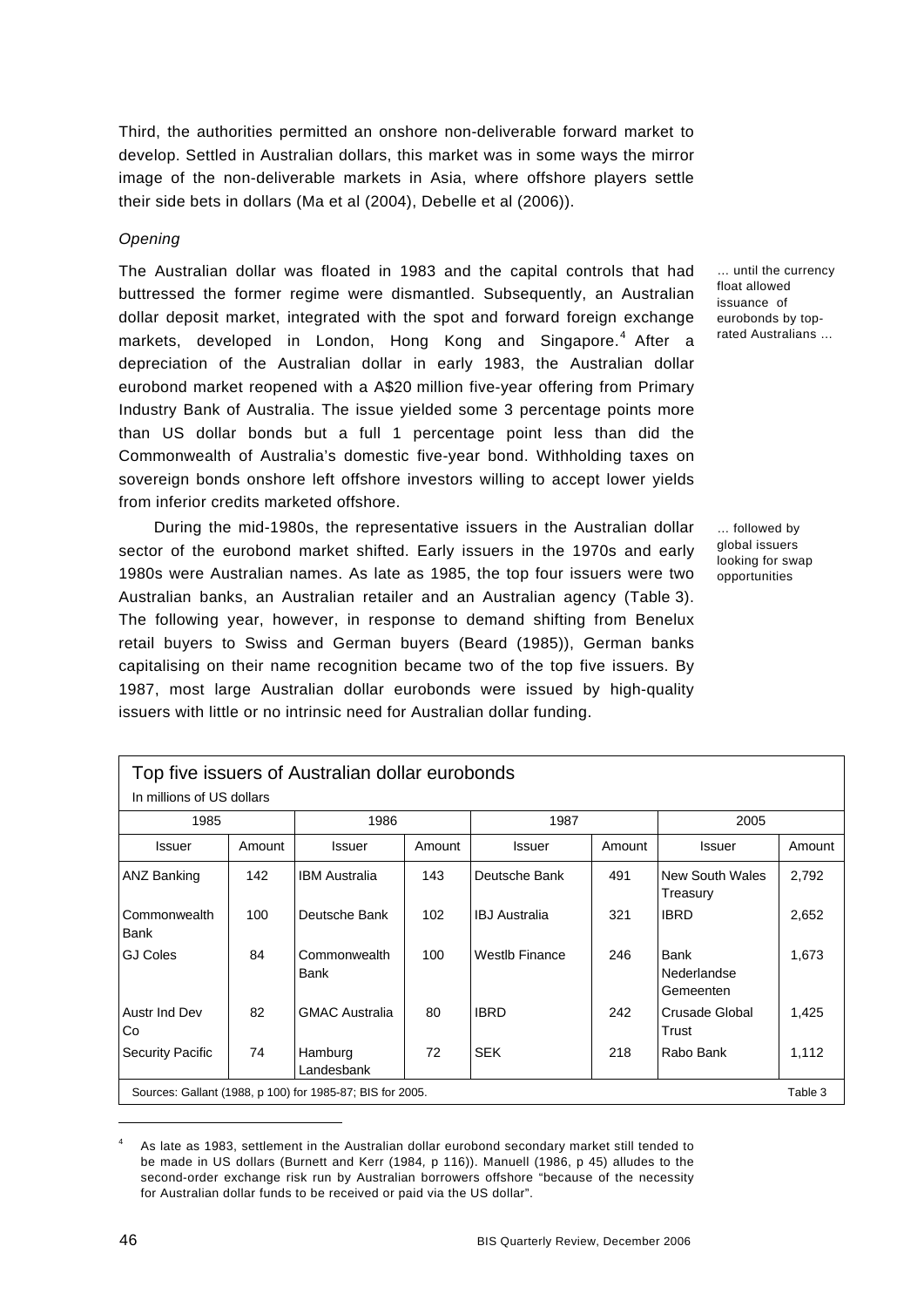Third, the authorities permitted an onshore non-deliverable forward market to develop. Settled in Australian dollars, this market was in some ways the mirror image of the non-deliverable markets in Asia, where offshore players settle their side bets in dollars (Ma et al (2004), Debelle et al (2006)).

### *Opening*

… until the currency float allowed issuance of eurobonds by top-rated Australians …

The Australian dollar was floated in 1983 and the capital controls that had buttressed the former regime were dismantled. Subsequently, an Australian dollar deposit market, integrated with the spot and forward foreign exchange markets, developed in London, Hong Kong and Singapore.[4] After a depreciation of the Australian dollar in early 1983, the Australian dollar eurobond market reopened with a A$20 million five-year offering from Primary Industry Bank of Australia. The issue yielded some 3 percentage points more than US dollar bonds but a full 1 percentage point less than did the Commonwealth of Australia's domestic five-year bond. Withholding taxes on sovereign bonds onshore left offshore investors willing to accept lower yields from inferior credits marketed offshore.

… followed by global issuers looking for swap opportunities

During the mid-1980s, the representative issuers in the Australian dollar sector of the eurobond market shifted. Early issuers in the 1970s and early 1980s were Australian names. As late as 1985, the top four issuers were two Australian banks, an Australian retailer and an Australian agency (Table 3). The following year, however, in response to demand shifting from Benelux retail buyers to Swiss and German buyers (Beard (1985)), German banks capitalising on their name recognition became two of the top five issuers. By 1987, most large Australian dollar eurobonds were issued by high-quality issuers with little or no intrinsic need for Australian dollar funding.

**Top five issuers of Australian dollar eurobonds**

In millions of US dollars

| 1985 | | 1986 | | 1987 | | 2005 | |
|---|---|---|---|---|---|---|---|
| Issuer | Amount | Issuer | Amount | Issuer | Amount | Issuer | Amount |
| ANZ Banking | 142 | IBM Australia | 143 | Deutsche Bank | 491 | New South Wales Treasury | 2,792 |
| Commonwealth Bank | 100 | Deutsche Bank | 102 | IBJ Australia | 321 | IBRD | 2,652 |
| GJ Coles | 84 | Commonwealth Bank | 100 | Westlb Finance | 246 | Bank Nederlandse Gemeenten | 1,673 |
| Austr Ind Dev Co | 82 | GMAC Australia | 80 | IBRD | 242 | Crusade Global Trust | 1,425 |
| Security Pacific | 74 | Hamburg Landesbank | 72 | SEK | 218 | Rabo Bank | 1,112 |

Sources: Gallant (1988, p 100) for 1985-87; BIS for 2005. Table 3

[4] As late as 1983, settlement in the Australian dollar eurobond secondary market still tended to be made in US dollars (Burnett and Kerr (1984, p 116)). Manuell (1986, p 45) alludes to the second-order exchange risk run by Australian borrowers offshore "because of the necessity for Australian dollar funds to be received or paid via the US dollar".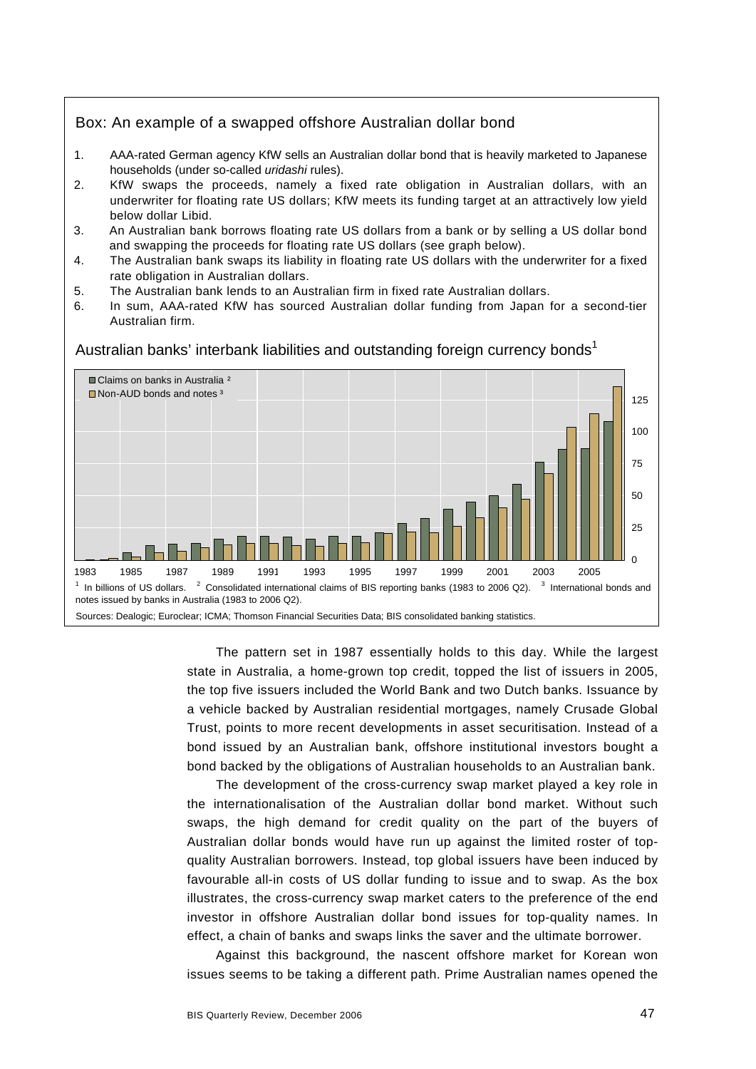## Box: An example of a swapped offshore Australian dollar bond

1. AAA-rated German agency KfW sells an Australian dollar bond that is heavily marketed to Japanese households (under so-called *uridashi* rules).
2. KfW swaps the proceeds, namely a fixed rate obligation in Australian dollars, with an underwriter for floating rate US dollars; KfW meets its funding target at an attractively low yield below dollar Libid.
3. An Australian bank borrows floating rate US dollars from a bank or by selling a US dollar bond and swapping the proceeds for floating rate US dollars (see graph below).
4. The Australian bank swaps its liability in floating rate US dollars with the underwriter for a fixed rate obligation in Australian dollars.
5. The Australian bank lends to an Australian firm in fixed rate Australian dollars.
6. In sum, AAA-rated KfW has sourced Australian dollar funding from Japan for a second-tier Australian firm.

**Australian banks' interbank liabilities and outstanding foreign currency bonds[1]**

[1] In billions of US dollars. [2] Consolidated international claims of BIS reporting banks (1983 to 2006 Q2). [3] International bonds and notes issued by banks in Australia (1983 to 2006 Q2).

Sources: Dealogic; Euroclear; ICMA; Thomson Financial Securities Data; BIS consolidated banking statistics.

The pattern set in 1987 essentially holds to this day. While the largest state in Australia, a home-grown top credit, topped the list of issuers in 2005, the top five issuers included the World Bank and two Dutch banks. Issuance by a vehicle backed by Australian residential mortgages, namely Crusade Global Trust, points to more recent developments in asset securitisation. Instead of a bond issued by an Australian bank, offshore institutional investors bought a bond backed by the obligations of Australian households to an Australian bank.

The development of the cross-currency swap market played a key role in the internationalisation of the Australian dollar bond market. Without such swaps, the high demand for credit quality on the part of the buyers of Australian dollar bonds would have run up against the limited roster of top-quality Australian borrowers. Instead, top global issuers have been induced by favourable all-in costs of US dollar funding to issue and to swap. As the box illustrates, the cross-currency swap market caters to the preference of the end investor in offshore Australian dollar bond issues for top-quality names. In effect, a chain of banks and swaps links the saver and the ultimate borrower.

Against this background, the nascent offshore market for Korean won issues seems to be taking a different path. Prime Australian names opened the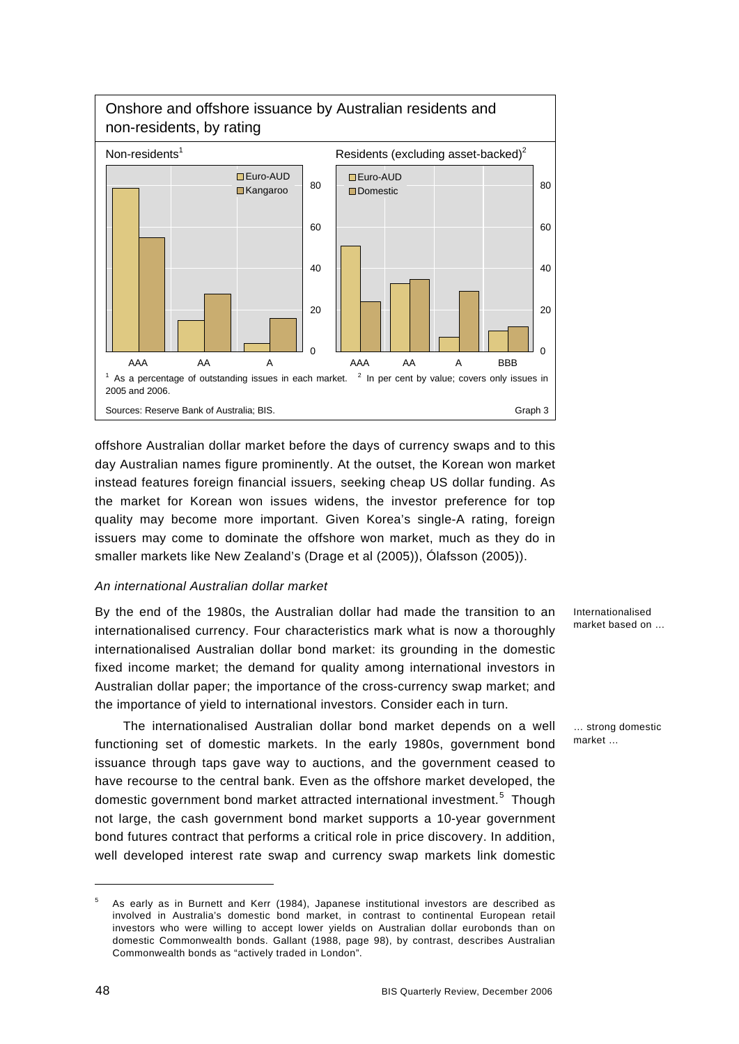Onshore and offshore issuance by Australian residents and non-residents, by rating

Non-residents[1] | Residents (excluding asset-backed)[2]

[1] As a percentage of outstanding issues in each market. [2] In per cent by value; covers only issues in 2005 and 2006.

Sources: Reserve Bank of Australia; BIS. Graph 3

offshore Australian dollar market before the days of currency swaps and to this day Australian names figure prominently. At the outset, the Korean won market instead features foreign financial issuers, seeking cheap US dollar funding. As the market for Korean won issues widens, the investor preference for top quality may become more important. Given Korea's single-A rating, foreign issuers may come to dominate the offshore won market, much as they do in smaller markets like New Zealand's (Drage et al (2005)), Ólafsson (2005)).

*An international Australian dollar market*

By the end of the 1980s, the Australian dollar had made the transition to an internationalised currency. Four characteristics mark what is now a thoroughly internationalised Australian dollar bond market: its grounding in the domestic fixed income market; the demand for quality among international investors in Australian dollar paper; the importance of the cross-currency swap market; and the importance of yield to international investors. Consider each in turn.

Internationalised market based on …

The internationalised Australian dollar bond market depends on a well functioning set of domestic markets. In the early 1980s, government bond issuance through taps gave way to auctions, and the government ceased to have recourse to the central bank. Even as the offshore market developed, the domestic government bond market attracted international investment.[5] Though not large, the cash government bond market supports a 10-year government bond futures contract that performs a critical role in price discovery. In addition, well developed interest rate swap and currency swap markets link domestic

… strong domestic market …

[5] As early as in Burnett and Kerr (1984), Japanese institutional investors are described as involved in Australia's domestic bond market, in contrast to continental European retail investors who were willing to accept lower yields on Australian dollar eurobonds than on domestic Commonwealth bonds. Gallant (1988, page 98), by contrast, describes Australian Commonwealth bonds as "actively traded in London".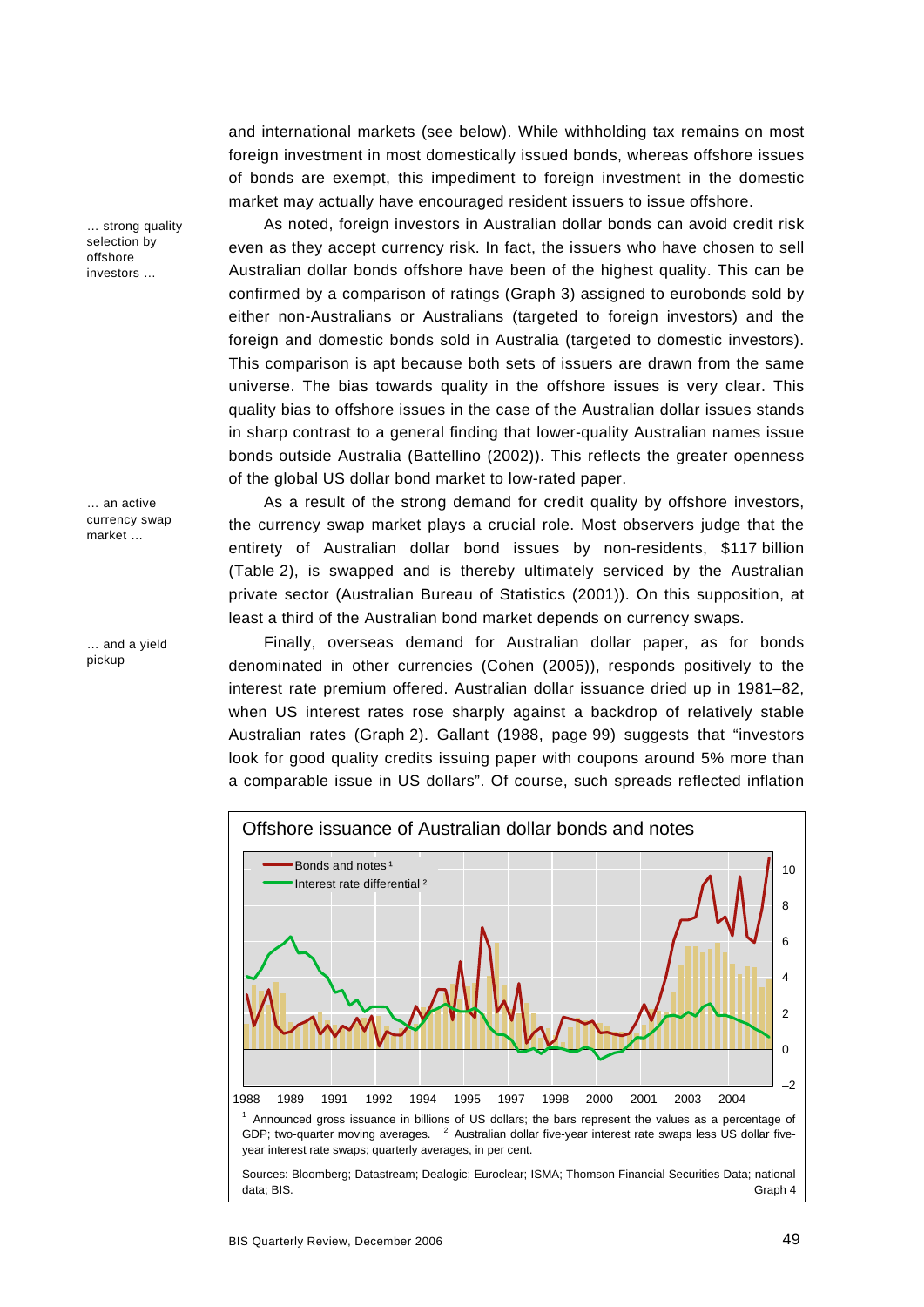and international markets (see below). While withholding tax remains on most foreign investment in most domestically issued bonds, whereas offshore issues of bonds are exempt, this impediment to foreign investment in the domestic market may actually have encouraged resident issuers to issue offshore.

*… strong quality selection by offshore investors …*

As noted, foreign investors in Australian dollar bonds can avoid credit risk even as they accept currency risk. In fact, the issuers who have chosen to sell Australian dollar bonds offshore have been of the highest quality. This can be confirmed by a comparison of ratings (Graph 3) assigned to eurobonds sold by either non-Australians or Australians (targeted to foreign investors) and the foreign and domestic bonds sold in Australia (targeted to domestic investors). This comparison is apt because both sets of issuers are drawn from the same universe. The bias towards quality in the offshore issues is very clear. This quality bias to offshore issues in the case of the Australian dollar issues stands in sharp contrast to a general finding that lower-quality Australian names issue bonds outside Australia (Battellino (2002)). This reflects the greater openness of the global US dollar bond market to low-rated paper.

*… an active currency swap market …*

As a result of the strong demand for credit quality by offshore investors, the currency swap market plays a crucial role. Most observers judge that the entirety of Australian dollar bond issues by non-residents, $117 billion (Table 2), is swapped and is thereby ultimately serviced by the Australian private sector (Australian Bureau of Statistics (2001)). On this supposition, at least a third of the Australian bond market depends on currency swaps.

*… and a yield pickup*

Finally, overseas demand for Australian dollar paper, as for bonds denominated in other currencies (Cohen (2005)), responds positively to the interest rate premium offered. Australian dollar issuance dried up in 1981–82, when US interest rates rose sharply against a backdrop of relatively stable Australian rates (Graph 2). Gallant (1988, page 99) suggests that "investors look for good quality credits issuing paper with coupons around 5% more than a comparable issue in US dollars". Of course, such spreads reflected inflation

**Offshore issuance of Australian dollar bonds and notes**

[1] Announced gross issuance in billions of US dollars; the bars represent the values as a percentage of GDP; two-quarter moving averages. [2] Australian dollar five-year interest rate swaps less US dollar five-year interest rate swaps; quarterly averages, in per cent.

Sources: Bloomberg; Datastream; Dealogic; Euroclear; ISMA; Thomson Financial Securities Data; national data; BIS. Graph 4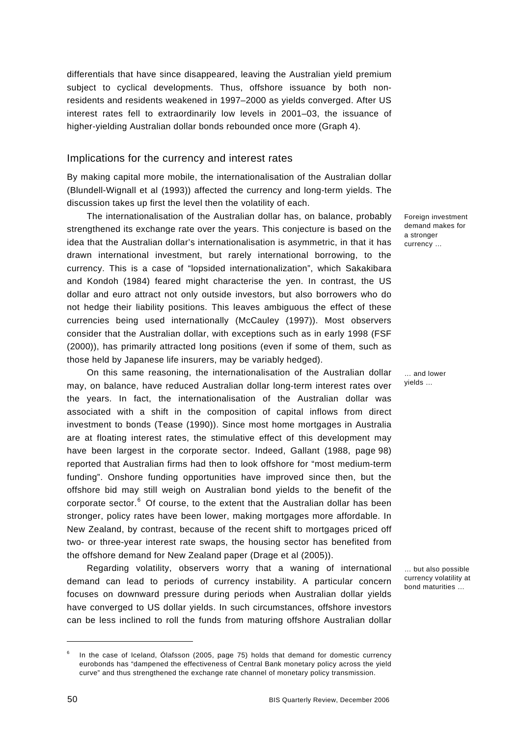differentials that have since disappeared, leaving the Australian yield premium subject to cyclical developments. Thus, offshore issuance by both non-residents and residents weakened in 1997–2000 as yields converged. After US interest rates fell to extraordinarily low levels in 2001–03, the issuance of higher-yielding Australian dollar bonds rebounded once more (Graph 4).

## Implications for the currency and interest rates

By making capital more mobile, the internationalisation of the Australian dollar (Blundell-Wignall et al (1993)) affected the currency and long-term yields. The discussion takes up first the level then the volatility of each.

*Foreign investment demand makes for a stronger currency …*

The internationalisation of the Australian dollar has, on balance, probably strengthened its exchange rate over the years. This conjecture is based on the idea that the Australian dollar's internationalisation is asymmetric, in that it has drawn international investment, but rarely international borrowing, to the currency. This is a case of "lopsided internationalization", which Sakakibara and Kondoh (1984) feared might characterise the yen. In contrast, the US dollar and euro attract not only outside investors, but also borrowers who do not hedge their liability positions. This leaves ambiguous the effect of these currencies being used internationally (McCauley (1997)). Most observers consider that the Australian dollar, with exceptions such as in early 1998 (FSF (2000)), has primarily attracted long positions (even if some of them, such as those held by Japanese life insurers, may be variably hedged).

*… and lower yields …*

On this same reasoning, the internationalisation of the Australian dollar may, on balance, have reduced Australian dollar long-term interest rates over the years. In fact, the internationalisation of the Australian dollar was associated with a shift in the composition of capital inflows from direct investment to bonds (Tease (1990)). Since most home mortgages in Australia are at floating interest rates, the stimulative effect of this development may have been largest in the corporate sector. Indeed, Gallant (1988, page 98) reported that Australian firms had then to look offshore for "most medium-term funding". Onshore funding opportunities have improved since then, but the offshore bid may still weigh on Australian bond yields to the benefit of the corporate sector.[6] Of course, to the extent that the Australian dollar has been stronger, policy rates have been lower, making mortgages more affordable. In New Zealand, by contrast, because of the recent shift to mortgages priced off two- or three-year interest rate swaps, the housing sector has benefited from the offshore demand for New Zealand paper (Drage et al (2005)).

*… but also possible currency volatility at bond maturities …*

Regarding volatility, observers worry that a waning of international demand can lead to periods of currency instability. A particular concern focuses on downward pressure during periods when Australian dollar yields have converged to US dollar yields. In such circumstances, offshore investors can be less inclined to roll the funds from maturing offshore Australian dollar

---

[6] In the case of Iceland, Ólafsson (2005, page 75) holds that demand for domestic currency eurobonds has "dampened the effectiveness of Central Bank monetary policy across the yield curve" and thus strengthened the exchange rate channel of monetary policy transmission.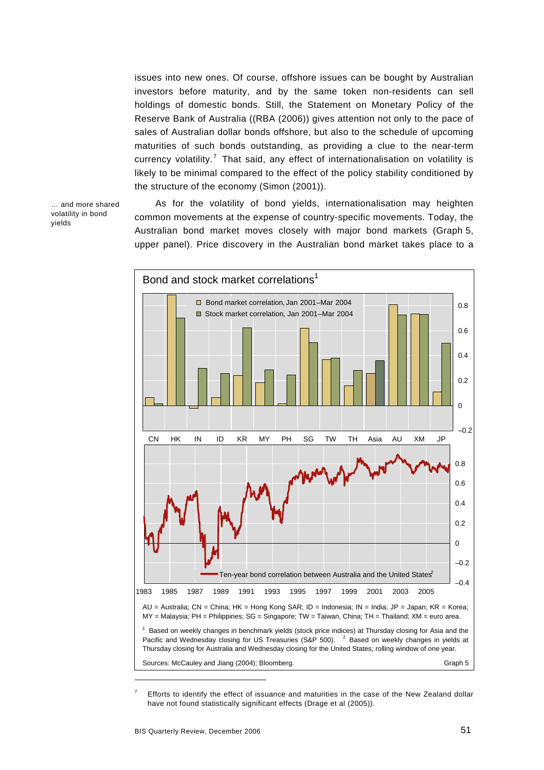issues into new ones. Of course, offshore issues can be bought by Australian investors before maturity, and by the same token non-residents can sell holdings of domestic bonds. Still, the Statement on Monetary Policy of the Reserve Bank of Australia ((RBA (2006)) gives attention not only to the pace of sales of Australian dollar bonds offshore, but also to the schedule of upcoming maturities of such bonds outstanding, as providing a clue to the near-term currency volatility.[7] That said, any effect of internationalisation on volatility is likely to be minimal compared to the effect of the policy stability conditioned by the structure of the economy (Simon (2001)).

*… and more shared volatility in bond yields*

As for the volatility of bond yields, internationalisation may heighten common movements at the expense of country-specific movements. Today, the Australian bond market moves closely with major bond markets (Graph 5, upper panel). Price discovery in the Australian bond market takes place to a

**Bond and stock market correlations[1]**

Upper panel: ■ Bond market correlation, Jan 2001–Mar 2004; ■ Stock market correlation, Jan 2001–Mar 2004. Countries: CN, HK, IN, ID, KR, MY, PH, SG, TW, TH, Asia, AU, XM, JP.

Lower panel: Ten-year bond correlation between Australia and the United States[2], 1983–2005.

AU = Australia; CN = China; HK = Hong Kong SAR; ID = Indonesia; IN = India; JP = Japan; KR = Korea; MY = Malaysia; PH = Philippines; SG = Singapore; TW = Taiwan, China; TH = Thailand; XM = euro area.

[1] Based on weekly changes in benchmark yields (stock price indices) at Thursday closing for Asia and the Pacific and Wednesday closing for US Treasuries (S&P 500). [2] Based on weekly changes in yields at Thursday closing for Australia and Wednesday closing for the United States; rolling window of one year.

Sources: McCauley and Jiang (2004); Bloomberg.

Graph 5

---

[7] Efforts to identify the effect of issuance and maturities in the case of the New Zealand dollar have not found statistically significant effects (Drage et al (2005)).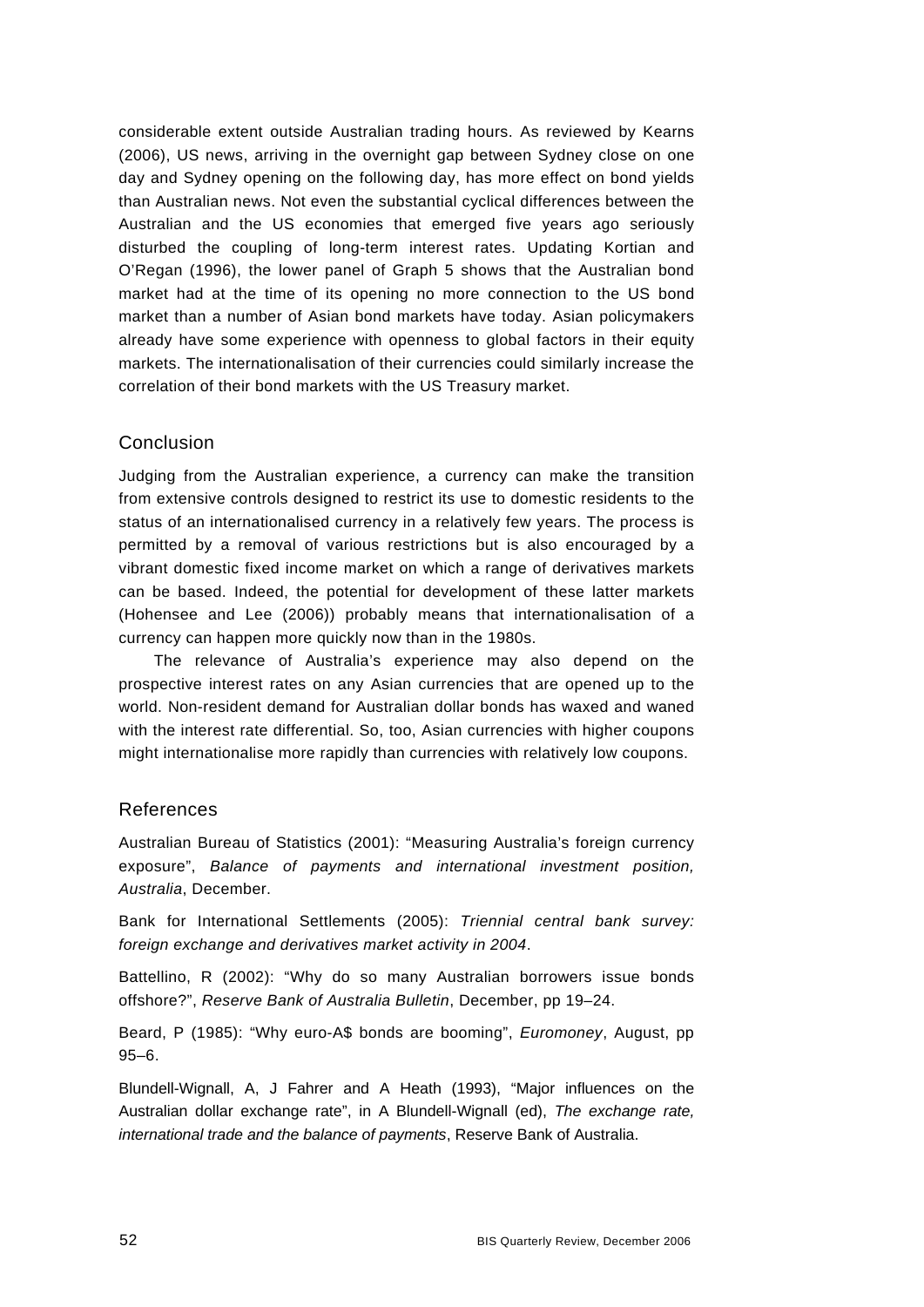considerable extent outside Australian trading hours. As reviewed by Kearns (2006), US news, arriving in the overnight gap between Sydney close on one day and Sydney opening on the following day, has more effect on bond yields than Australian news. Not even the substantial cyclical differences between the Australian and the US economies that emerged five years ago seriously disturbed the coupling of long-term interest rates. Updating Kortian and O'Regan (1996), the lower panel of Graph 5 shows that the Australian bond market had at the time of its opening no more connection to the US bond market than a number of Asian bond markets have today. Asian policymakers already have some experience with openness to global factors in their equity markets. The internationalisation of their currencies could similarly increase the correlation of their bond markets with the US Treasury market.

## Conclusion

Judging from the Australian experience, a currency can make the transition from extensive controls designed to restrict its use to domestic residents to the status of an internationalised currency in a relatively few years. The process is permitted by a removal of various restrictions but is also encouraged by a vibrant domestic fixed income market on which a range of derivatives markets can be based. Indeed, the potential for development of these latter markets (Hohensee and Lee (2006)) probably means that internationalisation of a currency can happen more quickly now than in the 1980s.

The relevance of Australia's experience may also depend on the prospective interest rates on any Asian currencies that are opened up to the world. Non-resident demand for Australian dollar bonds has waxed and waned with the interest rate differential. So, too, Asian currencies with higher coupons might internationalise more rapidly than currencies with relatively low coupons.

## References

Australian Bureau of Statistics (2001): "Measuring Australia's foreign currency exposure", *Balance of payments and international investment position, Australia*, December.

Bank for International Settlements (2005): *Triennial central bank survey: foreign exchange and derivatives market activity in 2004*.

Battellino, R (2002): "Why do so many Australian borrowers issue bonds offshore?", *Reserve Bank of Australia Bulletin*, December, pp 19–24.

Beard, P (1985): "Why euro-A$ bonds are booming", *Euromoney*, August, pp 95–6.

Blundell-Wignall, A, J Fahrer and A Heath (1993), "Major influences on the Australian dollar exchange rate", in A Blundell-Wignall (ed), *The exchange rate, international trade and the balance of payments*, Reserve Bank of Australia.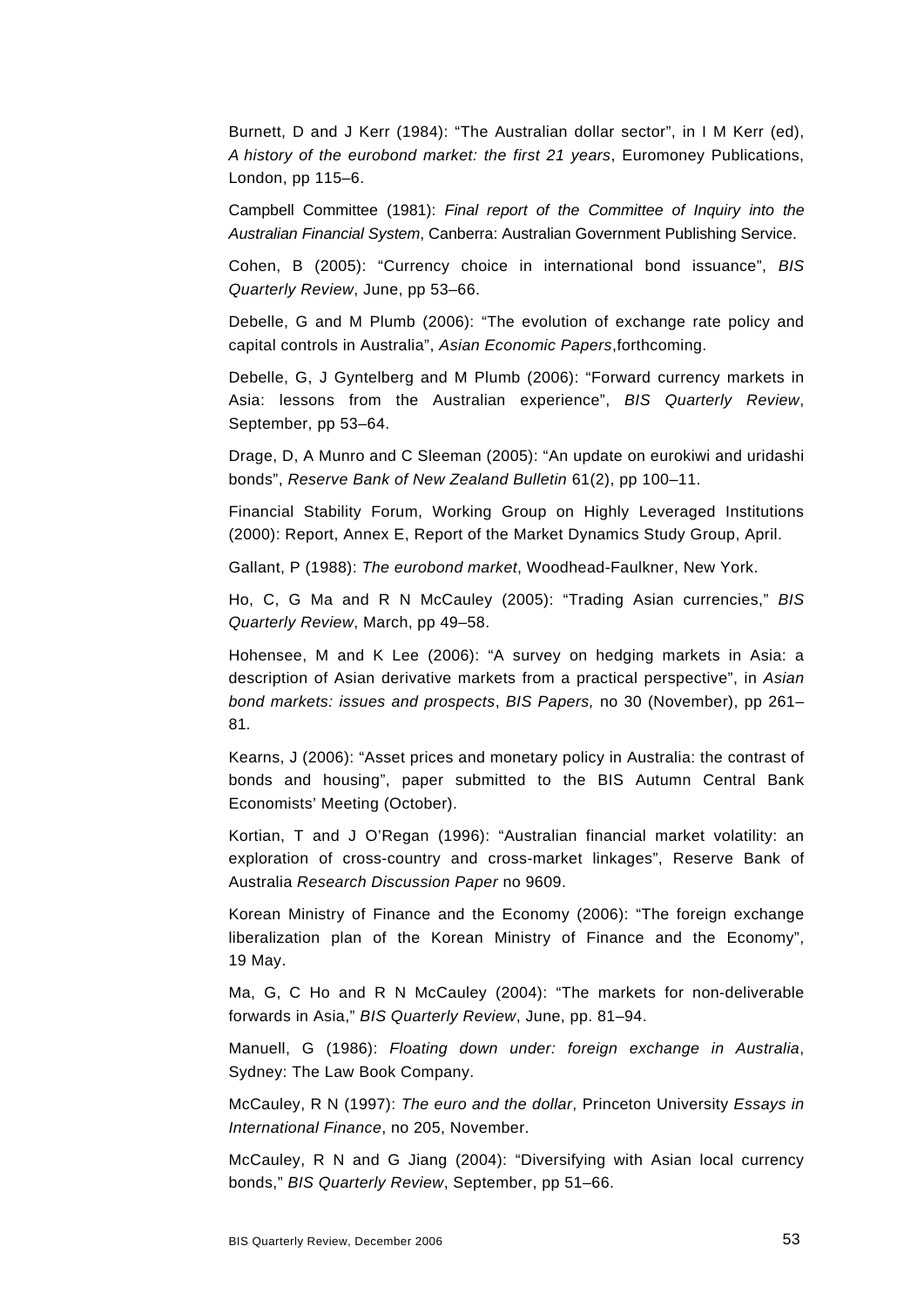Burnett, D and J Kerr (1984): "The Australian dollar sector", in I M Kerr (ed), *A history of the eurobond market: the first 21 years*, Euromoney Publications, London, pp 115–6.

Campbell Committee (1981): *Final report of the Committee of Inquiry into the Australian Financial System*, Canberra: Australian Government Publishing Service.

Cohen, B (2005): "Currency choice in international bond issuance", *BIS Quarterly Review*, June, pp 53–66.

Debelle, G and M Plumb (2006): "The evolution of exchange rate policy and capital controls in Australia", *Asian Economic Papers*,forthcoming.

Debelle, G, J Gyntelberg and M Plumb (2006): "Forward currency markets in Asia: lessons from the Australian experience", *BIS Quarterly Review*, September, pp 53–64.

Drage, D, A Munro and C Sleeman (2005): "An update on eurokiwi and uridashi bonds", *Reserve Bank of New Zealand Bulletin* 61(2), pp 100–11.

Financial Stability Forum, Working Group on Highly Leveraged Institutions (2000): Report, Annex E, Report of the Market Dynamics Study Group, April.

Gallant, P (1988): *The eurobond market*, Woodhead-Faulkner, New York.

Ho, C, G Ma and R N McCauley (2005): "Trading Asian currencies," *BIS Quarterly Review*, March, pp 49–58.

Hohensee, M and K Lee (2006): "A survey on hedging markets in Asia: a description of Asian derivative markets from a practical perspective", in *Asian bond markets: issues and prospects*, *BIS Papers,* no 30 (November), pp 261–81.

Kearns, J (2006): "Asset prices and monetary policy in Australia: the contrast of bonds and housing", paper submitted to the BIS Autumn Central Bank Economists' Meeting (October).

Kortian, T and J O'Regan (1996): "Australian financial market volatility: an exploration of cross-country and cross-market linkages", Reserve Bank of Australia *Research Discussion Paper* no 9609.

Korean Ministry of Finance and the Economy (2006): "The foreign exchange liberalization plan of the Korean Ministry of Finance and the Economy", 19 May.

Ma, G, C Ho and R N McCauley (2004): "The markets for non-deliverable forwards in Asia," *BIS Quarterly Review*, June, pp. 81–94.

Manuell, G (1986): *Floating down under: foreign exchange in Australia*, Sydney: The Law Book Company.

McCauley, R N (1997): *The euro and the dollar*, Princeton University *Essays in International Finance*, no 205, November.

McCauley, R N and G Jiang (2004): "Diversifying with Asian local currency bonds," *BIS Quarterly Review*, September, pp 51–66.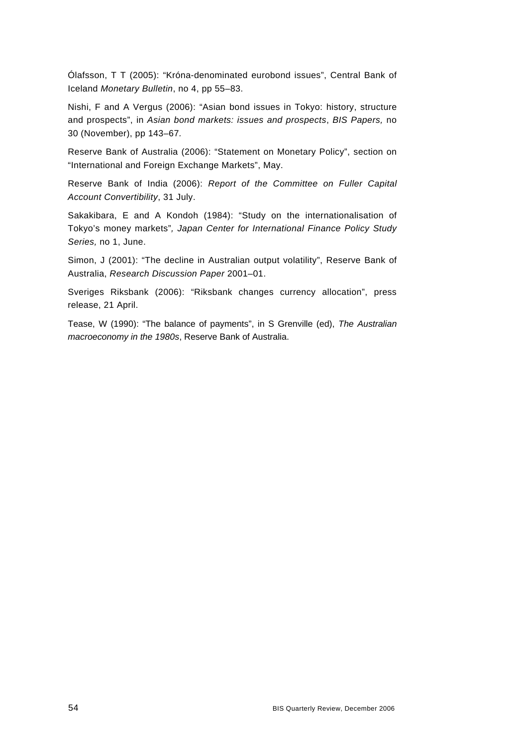Ólafsson, T T (2005): "Króna-denominated eurobond issues", Central Bank of Iceland *Monetary Bulletin*, no 4, pp 55–83.

Nishi, F and A Vergus (2006): "Asian bond issues in Tokyo: history, structure and prospects", in *Asian bond markets: issues and prospects*, *BIS Papers,* no 30 (November), pp 143–67.

Reserve Bank of Australia (2006): "Statement on Monetary Policy", section on "International and Foreign Exchange Markets", May.

Reserve Bank of India (2006): *Report of the Committee on Fuller Capital Account Convertibility*, 31 July.

Sakakibara, E and A Kondoh (1984): "Study on the internationalisation of Tokyo's money markets"*, Japan Center for International Finance Policy Study Series,* no 1, June.

Simon, J (2001): "The decline in Australian output volatility", Reserve Bank of Australia, *Research Discussion Paper* 2001–01.

Sveriges Riksbank (2006): "Riksbank changes currency allocation", press release, 21 April.

Tease, W (1990): "The balance of payments", in S Grenville (ed), *The Australian macroeconomy in the 1980s*, Reserve Bank of Australia.